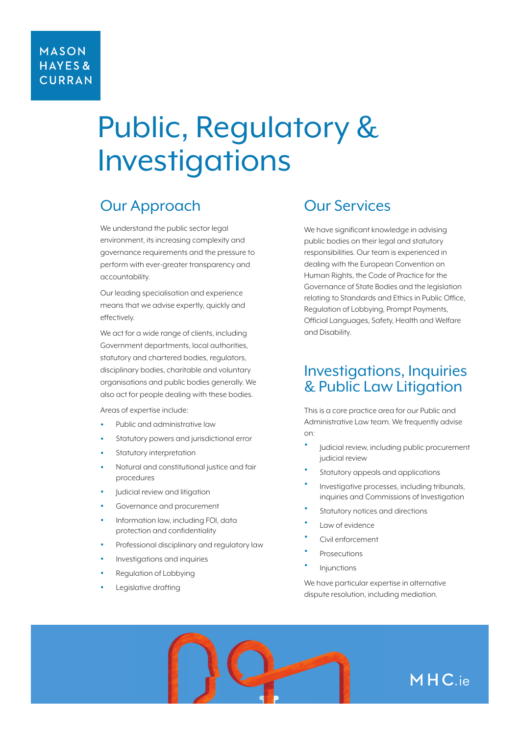MASON HAYES & CURRAN

# Public, Regulatory & Investigations

## Our Approach

We understand the public sector legal environment, its increasing complexity and governance requirements and the pressure to perform with ever-greater transparency and accountability.

Our leading specialisation and experience means that we advise expertly, quickly and effectively.

We act for a wide range of clients, including Government departments, local authorities, statutory and chartered bodies, regulators, disciplinary bodies, charitable and voluntary organisations and public bodies generally. We also act for people dealing with these bodies.

Areas of expertise include:

- Public and administrative law
- Statutory powers and jurisdictional error
- Statutory interpretation
- Natural and constitutional justice and fair procedures
- Judicial review and litigation
- Governance and procurement
- Information law, including FOI, data protection and confidentiality
- Professional disciplinary and regulatory law
- Investigations and inquiries
- Regulation of Lobbying
- Legislative drafting

## Our Services

We have significant knowledge in advising public bodies on their legal and statutory responsibilities. Our team is experienced in dealing with the European Convention on Human Rights, the Code of Practice for the Governance of State Bodies and the legislation relating to Standards and Ethics in Public Office, Regulation of Lobbying, Prompt Payments, Official Languages, Safety, Health and Welfare and Disability.

## Investigations, Inquiries & Public Law Litigation

This is a core practice area for our Public and Administrative Law team. We frequently advise on:

- Judicial review, including public procurement judicial review
- Statutory appeals and applications
- Investigative processes, including tribunals, inquiries and Commissions of Investigation
- Statutory notices and directions
- Law of evidence
- Civil enforcement
- Prosecutions
- Injunctions

We have particular expertise in alternative dispute resolution, including mediation.

MHC.ie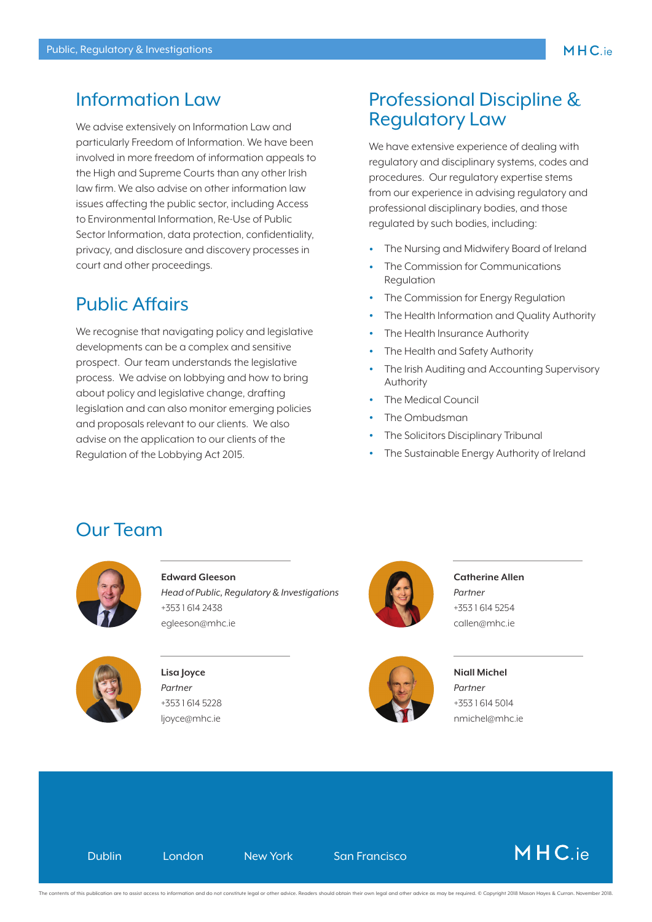## Information Law

We advise extensively on Information Law and particularly Freedom of Information. We have been involved in more freedom of information appeals to the High and Supreme Courts than any other Irish law firm. We also advise on other information law issues affecting the public sector, including Access to Environmental Information, Re-Use of Public Sector Information, data protection, confidentiality, privacy, and disclosure and discovery processes in court and other proceedings.

## Public Affairs

We recognise that navigating policy and legislative developments can be a complex and sensitive prospect. Our team understands the legislative process. We advise on lobbying and how to bring about policy and legislative change, drafting legislation and can also monitor emerging policies and proposals relevant to our clients. We also advise on the application to our clients of the Regulation of the Lobbying Act 2015.

## Professional Discipline & Regulatory Law

We have extensive experience of dealing with regulatory and disciplinary systems, codes and procedures. Our regulatory expertise stems from our experience in advising regulatory and professional disciplinary bodies, and those regulated by such bodies, including:

- The Nursing and Midwifery Board of Ireland
- The Commission for Communications Regulation
- The Commission for Energy Regulation
- The Health Information and Quality Authority
- The Health Insurance Authority
- The Health and Safety Authority
- The Irish Auditing and Accounting Supervisory Authority
- The Medical Council
- The Ombudsman
- The Solicitors Disciplinary Tribunal
- The Sustainable Energy Authority of Ireland

## Our Team

**Edward Gleeson**
*Head of Public, Regulatory & Investigations*
+353 1 614 2438
egleeson@mhc.ie

**Catherine Allen**
*Partner*
+353 1 614 5254
callen@mhc.ie

**Lisa Joyce**
*Partner*
+353 1 614 5228
ljoyce@mhc.ie

**Niall Michel**
*Partner*
+353 1 614 5014
nmichel@mhc.ie

Dublin London New York San Francisco

MHC.ie

The contents of this publication are to assist access to information and do not constitute legal or other advice. Readers should obtain their own legal and other advice as may be required. © Copyright 2018 Mason Hayes & Curran. November 2018.